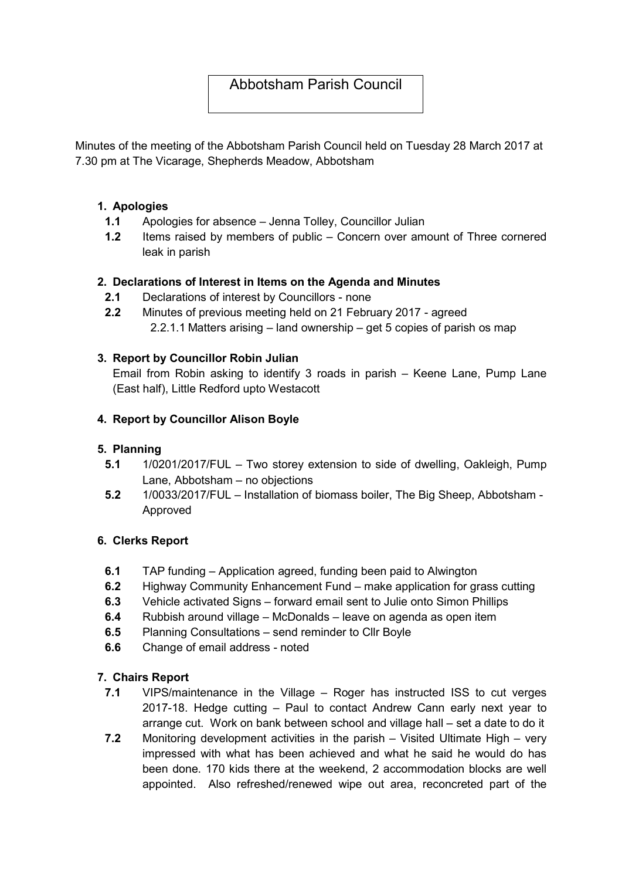# Abbotsham Parish Council

Minutes of the meeting of the Abbotsham Parish Council held on Tuesday 28 March 2017 at 7.30 pm at The Vicarage, Shepherds Meadow, Abbotsham

1. **Apologies**
   - **1.1** Apologies for absence – Jenna Tolley, Councillor Julian
   - **1.2** Items raised by members of public – Concern over amount of Three cornered leak in parish

2. **Declarations of Interest in Items on the Agenda and Minutes**
   - **2.1** Declarations of interest by Councillors - none
   - **2.2** Minutes of previous meeting held on 21 February 2017 - agreed
     - 2.2.1.1 Matters arising – land ownership – get 5 copies of parish os map

3. **Report by Councillor Robin Julian**

   Email from Robin asking to identify 3 roads in parish – Keene Lane, Pump Lane (East half), Little Redford upto Westacott

4. **Report by Councillor Alison Boyle**

5. **Planning**
   - **5.1** 1/0201/2017/FUL – Two storey extension to side of dwelling, Oakleigh, Pump Lane, Abbotsham – no objections
   - **5.2** 1/0033/2017/FUL – Installation of biomass boiler, The Big Sheep, Abbotsham - Approved

6. **Clerks Report**
   - **6.1** TAP funding – Application agreed, funding been paid to Alwington
   - **6.2** Highway Community Enhancement Fund – make application for grass cutting
   - **6.3** Vehicle activated Signs – forward email sent to Julie onto Simon Phillips
   - **6.4** Rubbish around village – McDonalds – leave on agenda as open item
   - **6.5** Planning Consultations – send reminder to Cllr Boyle
   - **6.6** Change of email address - noted

7. **Chairs Report**
   - **7.1** VIPS/maintenance in the Village – Roger has instructed ISS to cut verges 2017-18. Hedge cutting – Paul to contact Andrew Cann early next year to arrange cut. Work on bank between school and village hall – set a date to do it
   - **7.2** Monitoring development activities in the parish – Visited Ultimate High – very impressed with what has been achieved and what he said he would do has been done. 170 kids there at the weekend, 2 accommodation blocks are well appointed. Also refreshed/renewed wipe out area, reconcreted part of the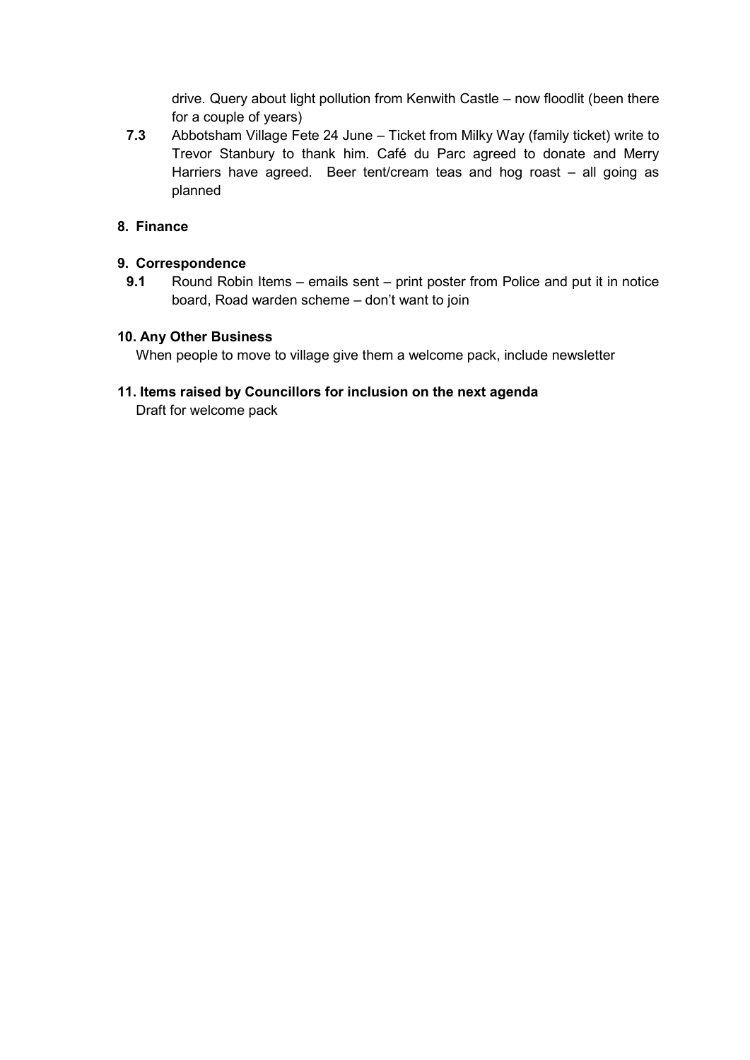drive. Query about light pollution from Kenwith Castle – now floodlit (been there for a couple of years)

**7.3** Abbotsham Village Fete 24 June – Ticket from Milky Way (family ticket) write to Trevor Stanbury to thank him. Café du Parc agreed to donate and Merry Harriers have agreed. Beer tent/cream teas and hog roast – all going as planned

**8. Finance**

**9. Correspondence**

**9.1** Round Robin Items – emails sent – print poster from Police and put it in notice board, Road warden scheme – don't want to join

**10. Any Other Business**

When people to move to village give them a welcome pack, include newsletter

**11. Items raised by Councillors for inclusion on the next agenda**

Draft for welcome pack